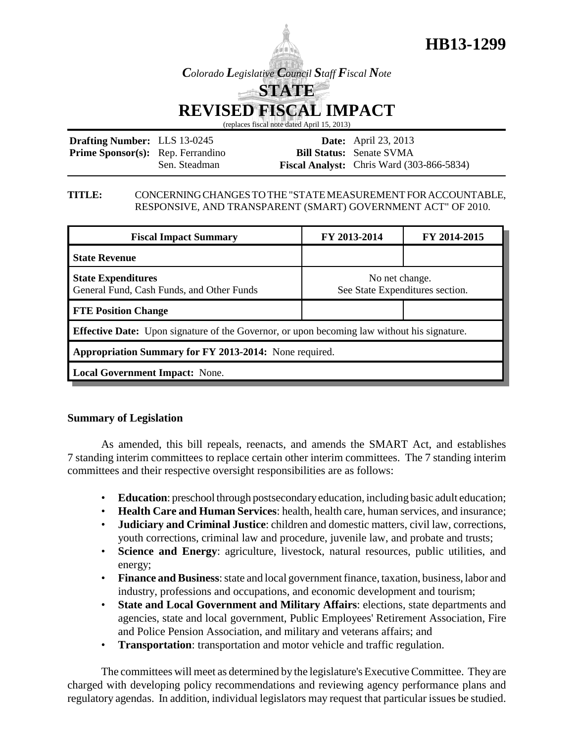# HB13-1299

*Colorado Legislative Council Staff Fiscal Note*

## STATE
## REVISED FISCAL IMPACT

(replaces fiscal note dated April 15, 2013)

| | | | |
|---|---|---|---|
| **Drafting Number:** | LLS 13-0245 | **Date:** | April 23, 2013 |
| **Prime Sponsor(s):** | Rep. Ferrandino<br>Sen. Steadman | **Bill Status:** | Senate SVMA |
| | | **Fiscal Analyst:** | Chris Ward (303-866-5834) |

**TITLE:** CONCERNING CHANGES TO THE "STATE MEASUREMENT FOR ACCOUNTABLE, RESPONSIVE, AND TRANSPARENT (SMART) GOVERNMENT ACT" OF 2010.

| Fiscal Impact Summary | FY 2013-2014 | FY 2014-2015 |
|---|---|---|
| **State Revenue** | | |
| **State Expenditures**<br>General Fund, Cash Funds, and Other Funds | No net change.<br>See State Expenditures section. | |
| **FTE Position Change** | | |
| **Effective Date:** Upon signature of the Governor, or upon becoming law without his signature. | | |
| **Appropriation Summary for FY 2013-2014:** None required. | | |
| **Local Government Impact:** None. | | |

**Summary of Legislation**

As amended, this bill repeals, reenacts, and amends the SMART Act, and establishes 7 standing interim committees to replace certain other interim committees. The 7 standing interim committees and their respective oversight responsibilities are as follows:

- **Education**: preschool through postsecondary education, including basic adult education;
- **Health Care and Human Services**: health, health care, human services, and insurance;
- **Judiciary and Criminal Justice**: children and domestic matters, civil law, corrections, youth corrections, criminal law and procedure, juvenile law, and probate and trusts;
- **Science and Energy**: agriculture, livestock, natural resources, public utilities, and energy;
- **Finance and Business**: state and local government finance, taxation, business, labor and industry, professions and occupations, and economic development and tourism;
- **State and Local Government and Military Affairs**: elections, state departments and agencies, state and local government, Public Employees' Retirement Association, Fire and Police Pension Association, and military and veterans affairs; and
- **Transportation**: transportation and motor vehicle and traffic regulation.

The committees will meet as determined by the legislature's Executive Committee. They are charged with developing policy recommendations and reviewing agency performance plans and regulatory agendas. In addition, individual legislators may request that particular issues be studied.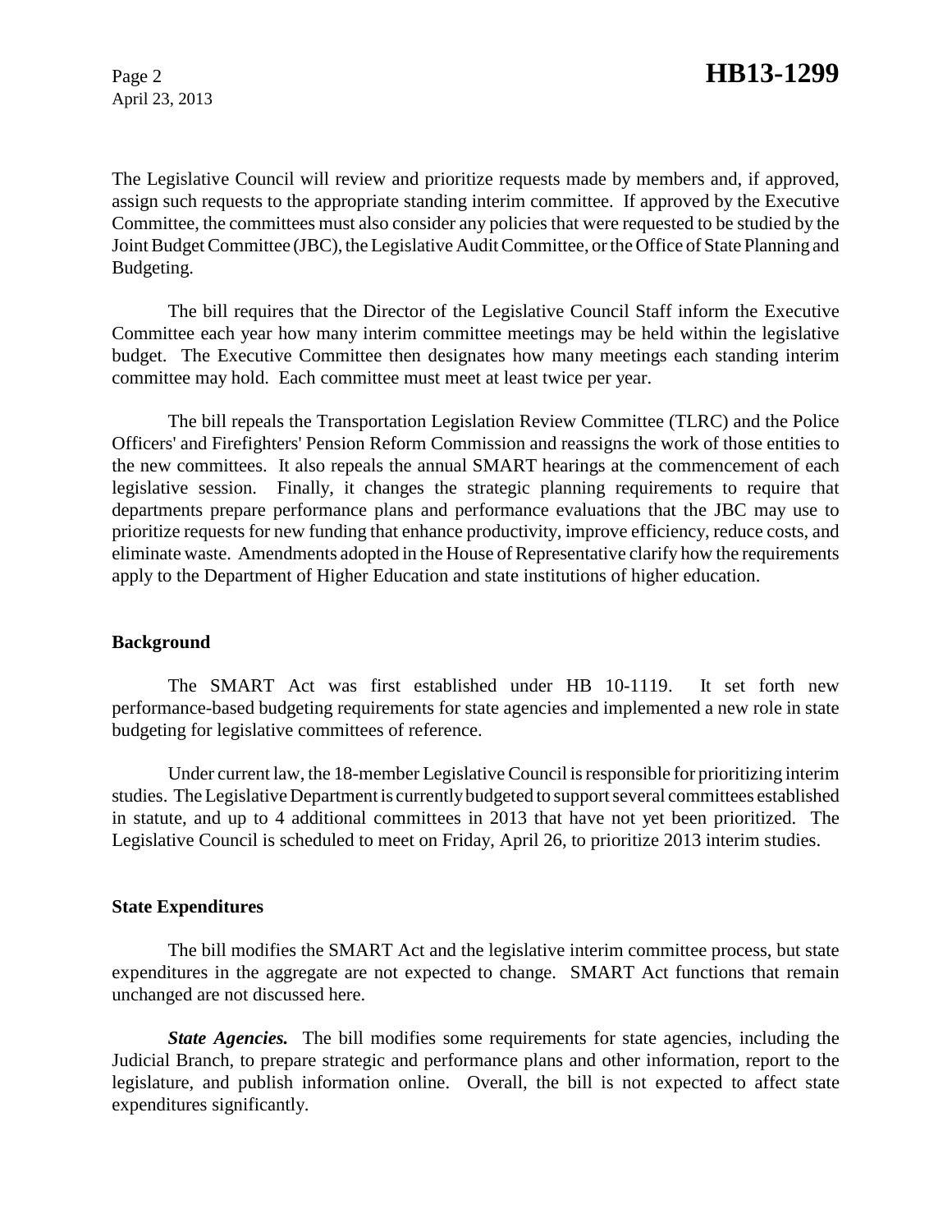The Legislative Council will review and prioritize requests made by members and, if approved, assign such requests to the appropriate standing interim committee. If approved by the Executive Committee, the committees must also consider any policies that were requested to be studied by the Joint Budget Committee (JBC), the Legislative Audit Committee, or the Office of State Planning and Budgeting.

The bill requires that the Director of the Legislative Council Staff inform the Executive Committee each year how many interim committee meetings may be held within the legislative budget. The Executive Committee then designates how many meetings each standing interim committee may hold. Each committee must meet at least twice per year.

The bill repeals the Transportation Legislation Review Committee (TLRC) and the Police Officers' and Firefighters' Pension Reform Commission and reassigns the work of those entities to the new committees. It also repeals the annual SMART hearings at the commencement of each legislative session. Finally, it changes the strategic planning requirements to require that departments prepare performance plans and performance evaluations that the JBC may use to prioritize requests for new funding that enhance productivity, improve efficiency, reduce costs, and eliminate waste. Amendments adopted in the House of Representative clarify how the requirements apply to the Department of Higher Education and state institutions of higher education.

**Background**

The SMART Act was first established under HB 10-1119. It set forth new performance-based budgeting requirements for state agencies and implemented a new role in state budgeting for legislative committees of reference.

Under current law, the 18-member Legislative Council is responsible for prioritizing interim studies. The Legislative Department is currently budgeted to support several committees established in statute, and up to 4 additional committees in 2013 that have not yet been prioritized. The Legislative Council is scheduled to meet on Friday, April 26, to prioritize 2013 interim studies.

**State Expenditures**

The bill modifies the SMART Act and the legislative interim committee process, but state expenditures in the aggregate are not expected to change. SMART Act functions that remain unchanged are not discussed here.

***State Agencies.*** The bill modifies some requirements for state agencies, including the Judicial Branch, to prepare strategic and performance plans and other information, report to the legislature, and publish information online. Overall, the bill is not expected to affect state expenditures significantly.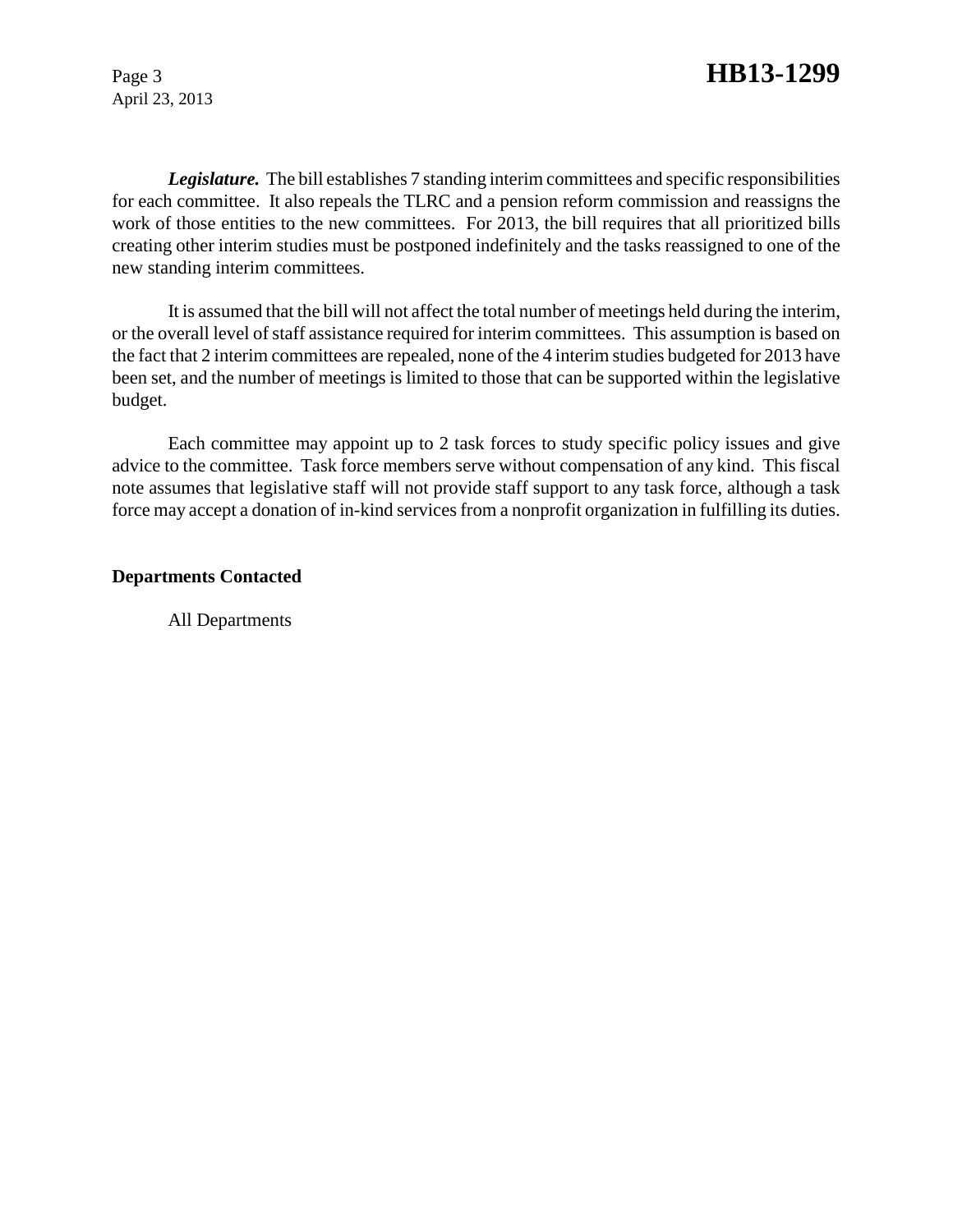***Legislature.*** The bill establishes 7 standing interim committees and specific responsibilities for each committee. It also repeals the TLRC and a pension reform commission and reassigns the work of those entities to the new committees. For 2013, the bill requires that all prioritized bills creating other interim studies must be postponed indefinitely and the tasks reassigned to one of the new standing interim committees.

It is assumed that the bill will not affect the total number of meetings held during the interim, or the overall level of staff assistance required for interim committees. This assumption is based on the fact that 2 interim committees are repealed, none of the 4 interim studies budgeted for 2013 have been set, and the number of meetings is limited to those that can be supported within the legislative budget.

Each committee may appoint up to 2 task forces to study specific policy issues and give advice to the committee. Task force members serve without compensation of any kind. This fiscal note assumes that legislative staff will not provide staff support to any task force, although a task force may accept a donation of in-kind services from a nonprofit organization in fulfilling its duties.

**Departments Contacted**

All Departments